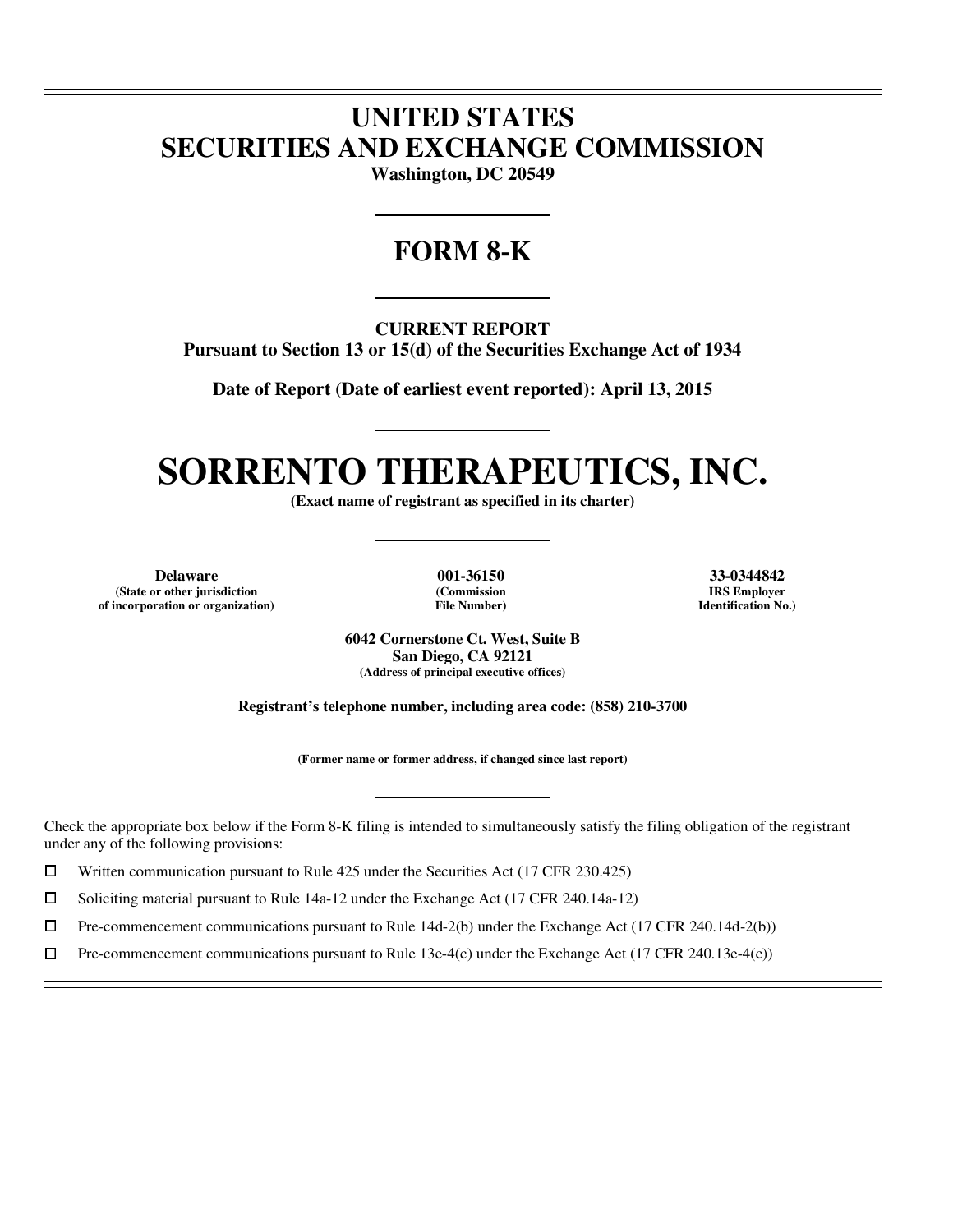# UNITED STATES
# SECURITIES AND EXCHANGE COMMISSION

**Washington, DC 20549**

## FORM 8-K

**CURRENT REPORT**
**Pursuant to Section 13 or 15(d) of the Securities Exchange Act of 1934**

**Date of Report (Date of earliest event reported): April 13, 2015**

# SORRENTO THERAPEUTICS, INC.

**(Exact name of registrant as specified in its charter)**

| **Delaware** | **001-36150** | **33-0344842** |
|---|---|---|
| **(State or other jurisdiction of incorporation or organization)** | **(Commission File Number)** | **IRS Employer Identification No.)** |

**6042 Cornerstone Ct. West, Suite B**
**San Diego, CA 92121**
**(Address of principal executive offices)**

**Registrant's telephone number, including area code: (858) 210-3700**

**(Former name or former address, if changed since last report)**

Check the appropriate box below if the Form 8-K filing is intended to simultaneously satisfy the filing obligation of the registrant under any of the following provisions:

☐ Written communication pursuant to Rule 425 under the Securities Act (17 CFR 230.425)

☐ Soliciting material pursuant to Rule 14a-12 under the Exchange Act (17 CFR 240.14a-12)

☐ Pre-commencement communications pursuant to Rule 14d-2(b) under the Exchange Act (17 CFR 240.14d-2(b))

☐ Pre-commencement communications pursuant to Rule 13e-4(c) under the Exchange Act (17 CFR 240.13e-4(c))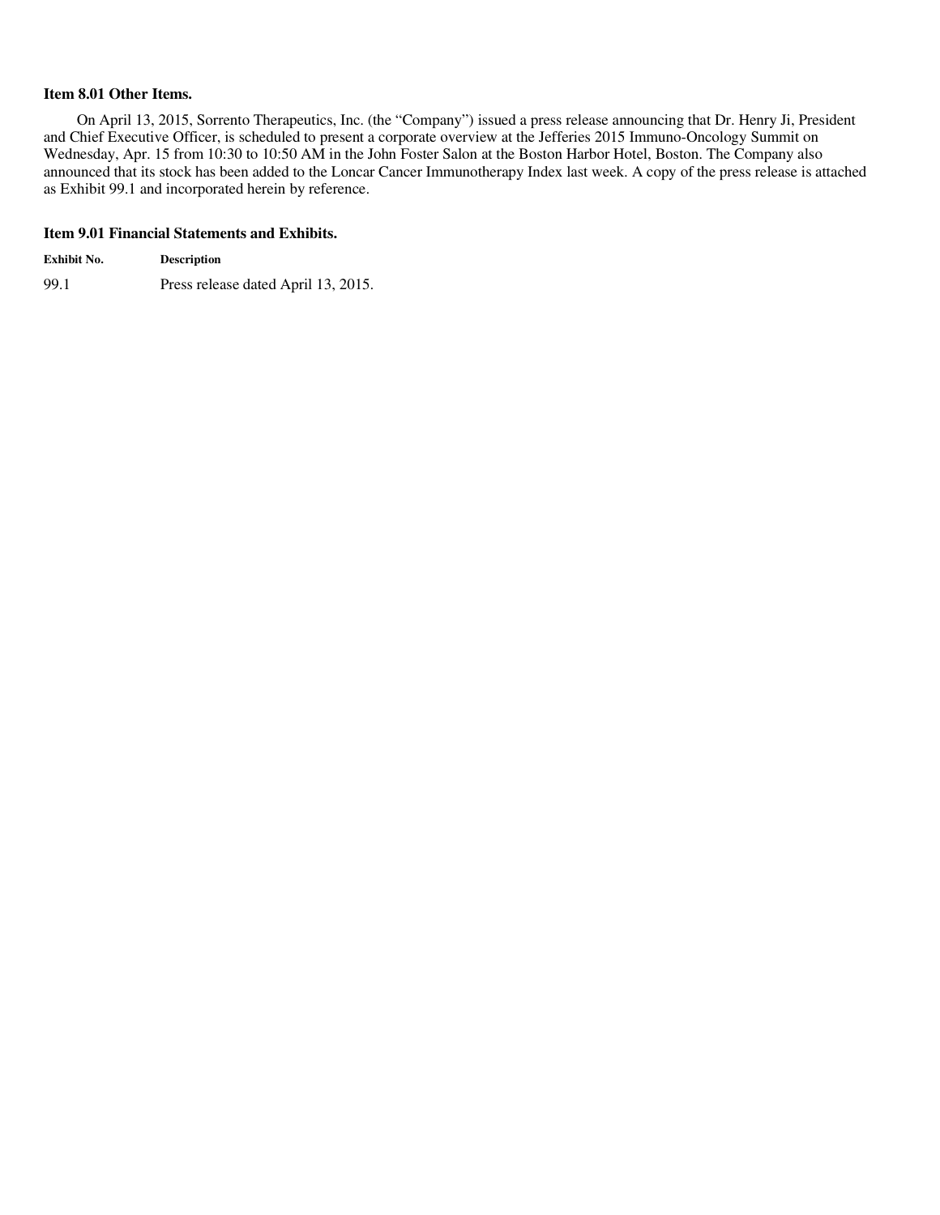**Item 8.01 Other Items.**

On April 13, 2015, Sorrento Therapeutics, Inc. (the "Company") issued a press release announcing that Dr. Henry Ji, President and Chief Executive Officer, is scheduled to present a corporate overview at the Jefferies 2015 Immuno-Oncology Summit on Wednesday, Apr. 15 from 10:30 to 10:50 AM in the John Foster Salon at the Boston Harbor Hotel, Boston. The Company also announced that its stock has been added to the Loncar Cancer Immunotherapy Index last week. A copy of the press release is attached as Exhibit 99.1 and incorporated herein by reference.

**Item 9.01 Financial Statements and Exhibits.**

| Exhibit No. | Description |
| --- | --- |
| 99.1 | Press release dated April 13, 2015. |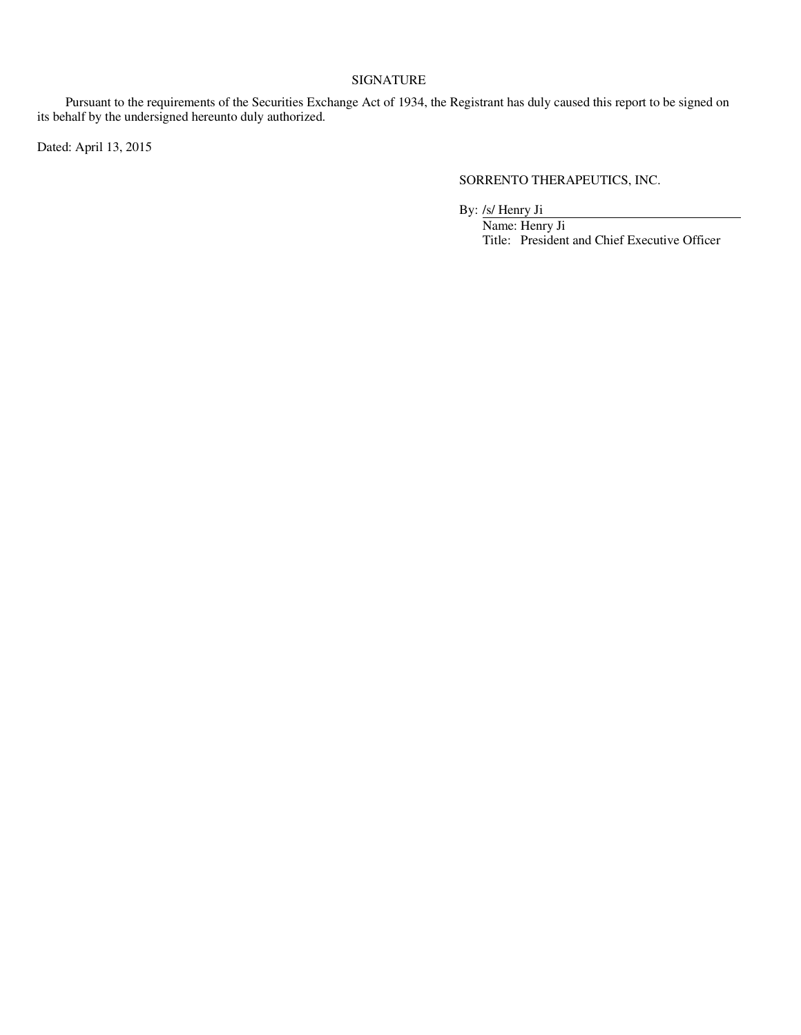## SIGNATURE

Pursuant to the requirements of the Securities Exchange Act of 1934, the Registrant has duly caused this report to be signed on its behalf by the undersigned hereunto duly authorized.

Dated: April 13, 2015

SORRENTO THERAPEUTICS, INC.

By: /s/ Henry Ji

Name: Henry Ji

Title: President and Chief Executive Officer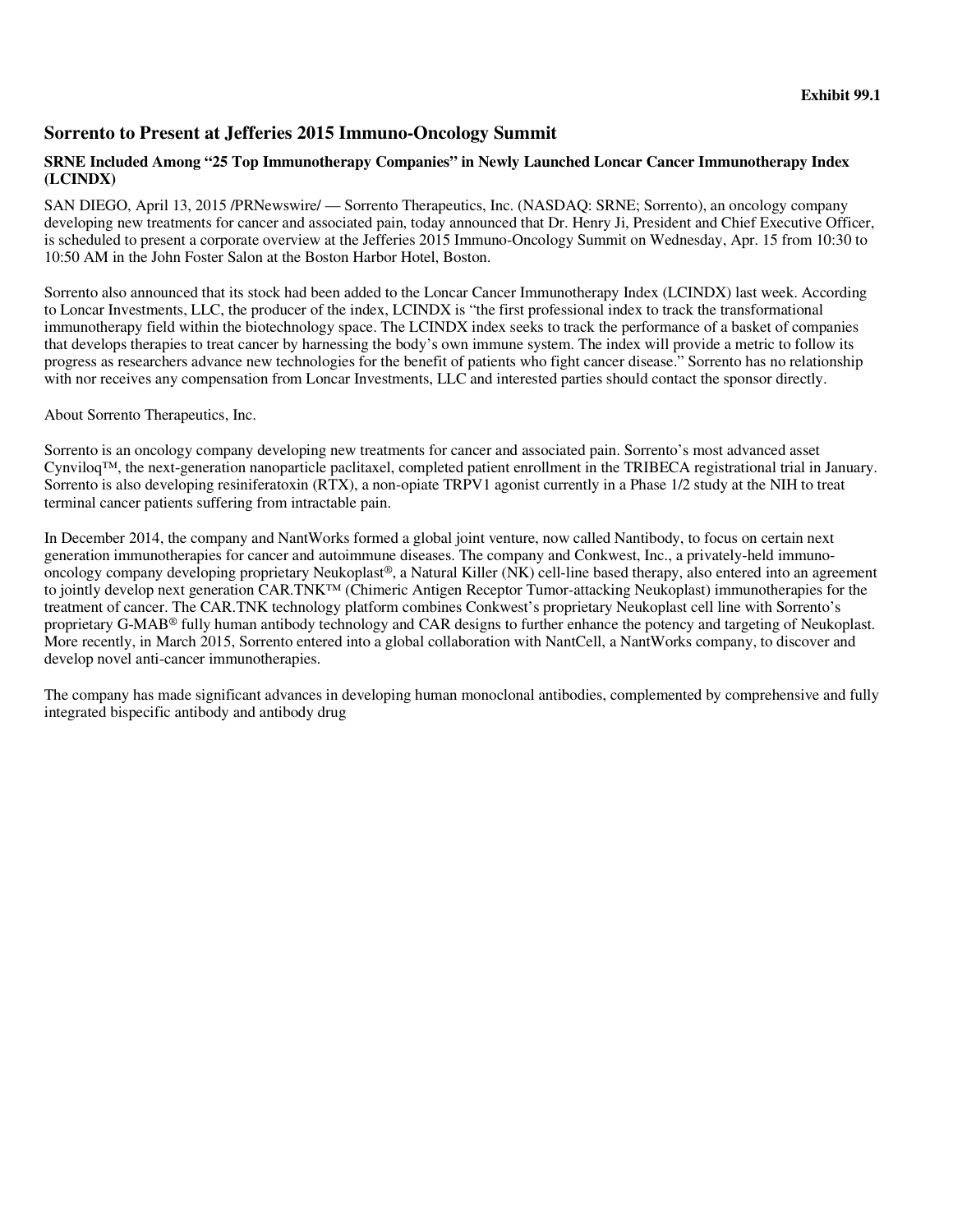**Exhibit 99.1**

## Sorrento to Present at Jefferies 2015 Immuno-Oncology Summit

### SRNE Included Among "25 Top Immunotherapy Companies" in Newly Launched Loncar Cancer Immunotherapy Index (LCINDX)

SAN DIEGO, April 13, 2015 /PRNewswire/ — Sorrento Therapeutics, Inc. (NASDAQ: SRNE; Sorrento), an oncology company developing new treatments for cancer and associated pain, today announced that Dr. Henry Ji, President and Chief Executive Officer, is scheduled to present a corporate overview at the Jefferies 2015 Immuno-Oncology Summit on Wednesday, Apr. 15 from 10:30 to 10:50 AM in the John Foster Salon at the Boston Harbor Hotel, Boston.

Sorrento also announced that its stock had been added to the Loncar Cancer Immunotherapy Index (LCINDX) last week. According to Loncar Investments, LLC, the producer of the index, LCINDX is "the first professional index to track the transformational immunotherapy field within the biotechnology space. The LCINDX index seeks to track the performance of a basket of companies that develops therapies to treat cancer by harnessing the body's own immune system. The index will provide a metric to follow its progress as researchers advance new technologies for the benefit of patients who fight cancer disease." Sorrento has no relationship with nor receives any compensation from Loncar Investments, LLC and interested parties should contact the sponsor directly.

About Sorrento Therapeutics, Inc.

Sorrento is an oncology company developing new treatments for cancer and associated pain. Sorrento's most advanced asset Cynviloq™, the next-generation nanoparticle paclitaxel, completed patient enrollment in the TRIBECA registrational trial in January. Sorrento is also developing resiniferatoxin (RTX), a non-opiate TRPV1 agonist currently in a Phase 1/2 study at the NIH to treat terminal cancer patients suffering from intractable pain.

In December 2014, the company and NantWorks formed a global joint venture, now called Nantibody, to focus on certain next generation immunotherapies for cancer and autoimmune diseases. The company and Conkwest, Inc., a privately-held immuno-oncology company developing proprietary Neukoplast®, a Natural Killer (NK) cell-line based therapy, also entered into an agreement to jointly develop next generation CAR.TNK™ (Chimeric Antigen Receptor Tumor-attacking Neukoplast) immunotherapies for the treatment of cancer. The CAR.TNK technology platform combines Conkwest's proprietary Neukoplast cell line with Sorrento's proprietary G-MAB® fully human antibody technology and CAR designs to further enhance the potency and targeting of Neukoplast. More recently, in March 2015, Sorrento entered into a global collaboration with NantCell, a NantWorks company, to discover and develop novel anti-cancer immunotherapies.

The company has made significant advances in developing human monoclonal antibodies, complemented by comprehensive and fully integrated bispecific antibody and antibody drug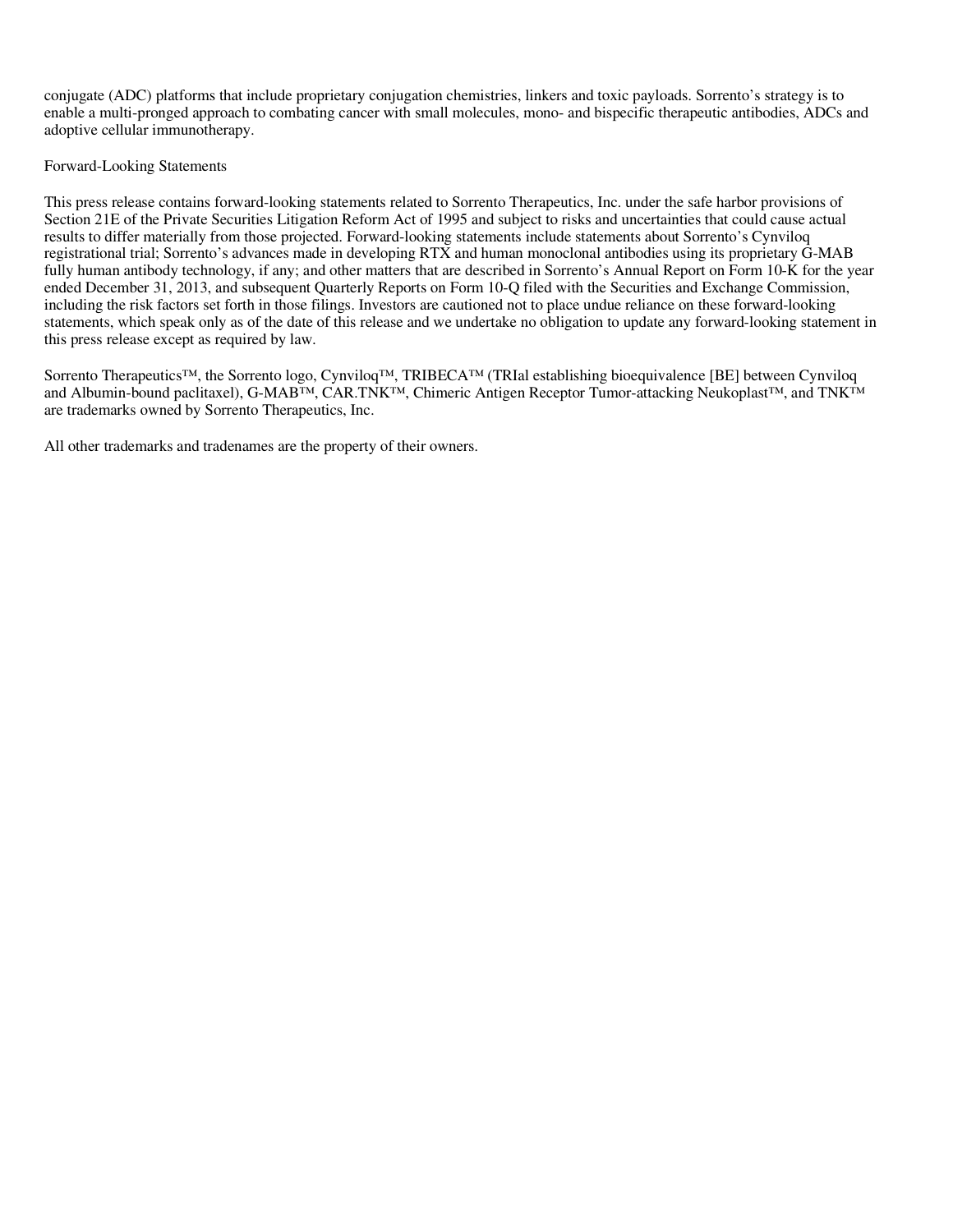conjugate (ADC) platforms that include proprietary conjugation chemistries, linkers and toxic payloads. Sorrento's strategy is to enable a multi-pronged approach to combating cancer with small molecules, mono- and bispecific therapeutic antibodies, ADCs and adoptive cellular immunotherapy.

Forward-Looking Statements

This press release contains forward-looking statements related to Sorrento Therapeutics, Inc. under the safe harbor provisions of Section 21E of the Private Securities Litigation Reform Act of 1995 and subject to risks and uncertainties that could cause actual results to differ materially from those projected. Forward-looking statements include statements about Sorrento's Cynviloq registrational trial; Sorrento's advances made in developing RTX and human monoclonal antibodies using its proprietary G-MAB fully human antibody technology, if any; and other matters that are described in Sorrento's Annual Report on Form 10-K for the year ended December 31, 2013, and subsequent Quarterly Reports on Form 10-Q filed with the Securities and Exchange Commission, including the risk factors set forth in those filings. Investors are cautioned not to place undue reliance on these forward-looking statements, which speak only as of the date of this release and we undertake no obligation to update any forward-looking statement in this press release except as required by law.

Sorrento Therapeutics™, the Sorrento logo, Cynviloq™, TRIBECA™ (TRIal establishing bioequivalence [BE] between Cynviloq and Albumin-bound paclitaxel), G-MAB™, CAR.TNK™, Chimeric Antigen Receptor Tumor-attacking Neukoplast™, and TNK™ are trademarks owned by Sorrento Therapeutics, Inc.

All other trademarks and tradenames are the property of their owners.